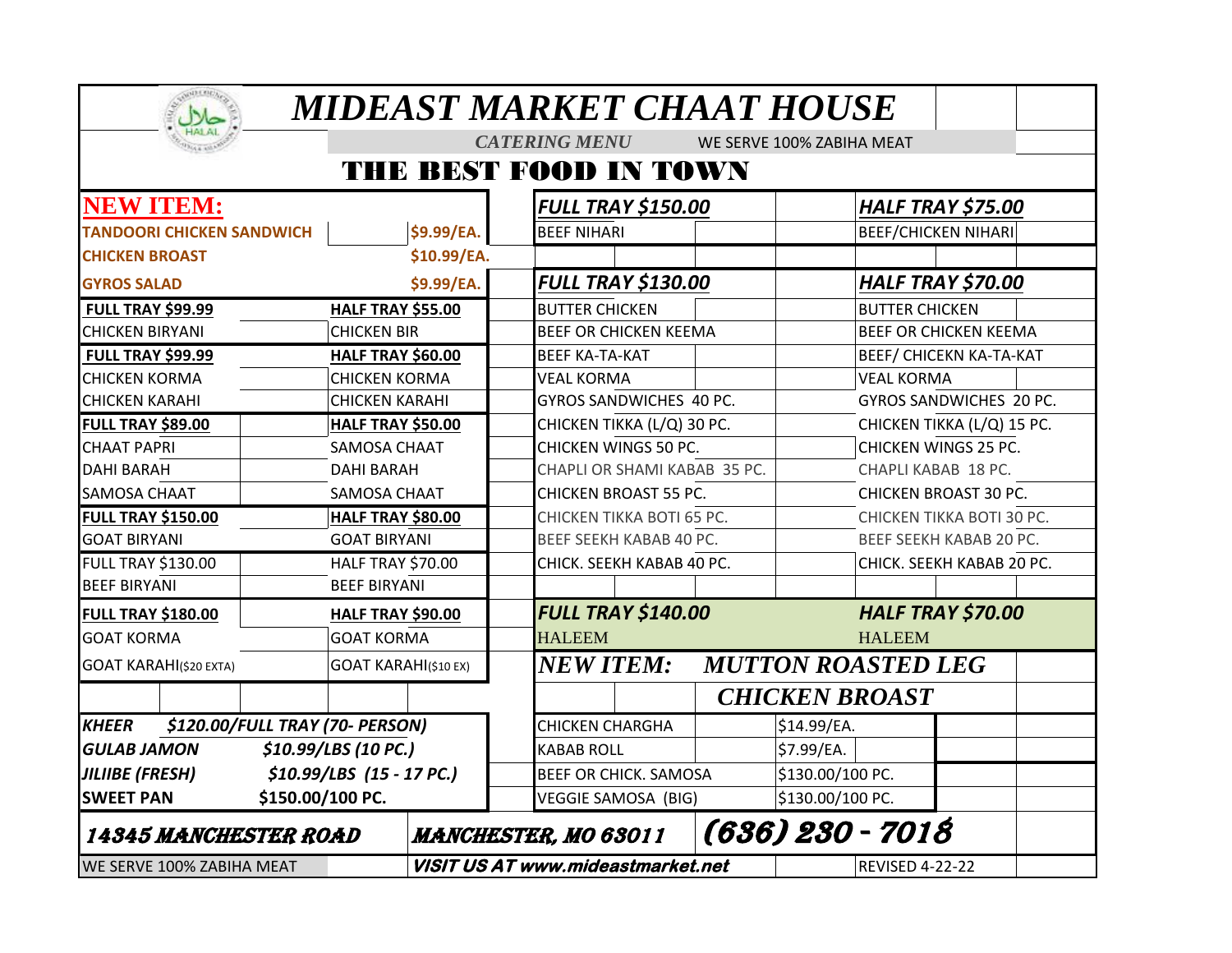# *MIDEAST MARKET CHAAT HOUSE*

*CATERING MENU* WE SERVE 100% ZABIHA MEAT

## THE BEST FOOD IN TOWN

**NEW ITEM:**

| | |
|---|---|
| **TANDOORI CHICKEN SANDWICH** | **$9.99/EA.** |
| **CHICKEN BROAST** | **$10.99/EA.** |
| **GYROS SALAD** | **$9.99/EA.** |

| FULL TRAY | HALF TRAY |
|---|---|
| **FULL TRAY $99.99** | **HALF TRAY $55.00** |
| CHICKEN BIRYANI | CHICKEN BIR |
| **FULL TRAY $99.99** | **HALF TRAY $60.00** |
| CHICKEN KORMA | CHICKEN KORMA |
| CHICKEN KARAHI | CHICKEN KARAHI |
| **FULL TRAY $89.00** | **HALF TRAY $50.00** |
| CHAAT PAPRI | SAMOSA CHAAT |
| DAHI BARAH | DAHI BARAH |
| SAMOSA CHAAT | SAMOSA CHAAT |
| **FULL TRAY $150.00** | **HALF TRAY $80.00** |
| GOAT BIRYANI | GOAT BIRYANI |
| FULL TRAY $130.00 | HALF TRAY $70.00 |
| BEEF BIRYANI | BEEF BIRYANI |
| **FULL TRAY $180.00** | **HALF TRAY $90.00** |
| GOAT KORMA | GOAT KORMA |
| GOAT KARAHI($20 EXTA) | GOAT KARAHI($10 EX) |

| | |
|---|---|
| ***KHEER*** | ***$120.00/FULL TRAY (70- PERSON)*** |
| ***GULAB JAMON*** | ***$10.99/LBS (10 PC.)*** |
| ***JILIIBE (FRESH)*** | ***$10.99/LBS (15 - 17 PC.)*** |
| **SWEET PAN** | **$150.00/100 PC.** |

| FULL TRAY | HALF TRAY |
|---|---|
| ***FULL TRAY $150.00*** | ***HALF TRAY $75.00*** |
| BEEF NIHARI | BEEF/CHICKEN NIHARI |
| ***FULL TRAY $130.00*** | ***HALF TRAY $70.00*** |
| BUTTER CHICKEN | BUTTER CHICKEN |
| BEEF OR CHICKEN KEEMA | BEEF OR CHICKEN KEEMA |
| BEEF KA-TA-KAT | BEEF/ CHICEKN KA-TA-KAT |
| VEAL KORMA | VEAL KORMA |
| GYROS SANDWICHES 40 PC. | GYROS SANDWICHES 20 PC. |
| CHICKEN TIKKA (L/Q) 30 PC. | CHICKEN TIKKA (L/Q) 15 PC. |
| CHICKEN WINGS 50 PC. | CHICKEN WINGS 25 PC. |
| CHAPLI OR SHAMI KABAB 35 PC. | CHAPLI KABAB 18 PC. |
| CHICKEN BROAST 55 PC. | CHICKEN BROAST 30 PC. |
| CHICKEN TIKKA BOTI 65 PC. | CHICKEN TIKKA BOTI 30 PC. |
| BEEF SEEKH KABAB 40 PC. | BEEF SEEKH KABAB 20 PC. |
| CHICK. SEEKH KABAB 40 PC. | CHICK. SEEKH KABAB 20 PC. |
| ***FULL TRAY $140.00*** | ***HALF TRAY $70.00*** |
| HALEEM | HALEEM |

***NEW ITEM: MUTTON ROASTED LEG***

***CHICKEN BROAST***

| | |
|---|---|
| CHICKEN CHARGHA | $14.99/EA. |
| KABAB ROLL | $7.99/EA. |
| BEEF OR CHICK. SAMOSA | $130.00/100 PC. |
| VEGGIE SAMOSA (BIG) | $130.00/100 PC. |

***14345 MANCHESTER ROAD*** ***MANCHESTER, MO 63011*** ***(636) 230 - 7018***

WE SERVE 100% ZABIHA MEAT ***VISIT US AT www.mideastmarket.net*** REVISED 4-22-22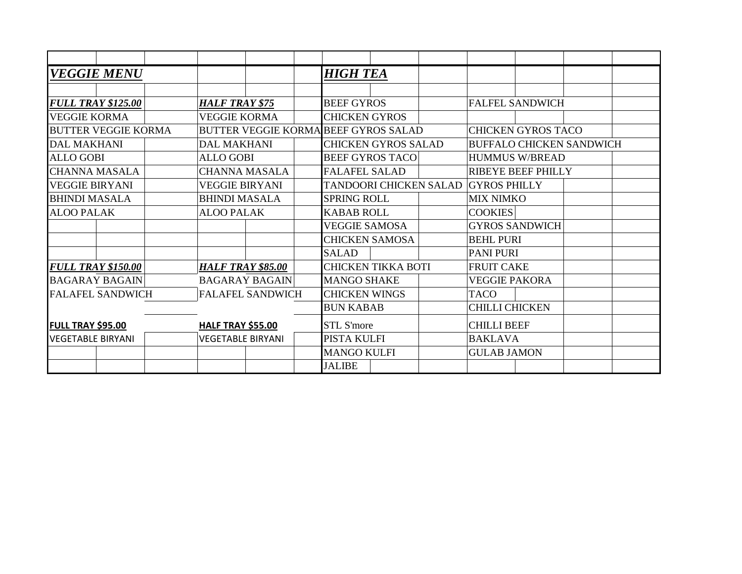| | | | |
|---|---|---|---|
| ***VEGGIE MENU*** | | ***HIGH TEA*** | |
| | | | |
| ***FULL TRAY $125.00*** | ***HALF TRAY $75*** | BEEF GYROS | FALFEL SANDWICH |
| VEGGIE KORMA | VEGGIE KORMA | CHICKEN GYROS | |
| BUTTER VEGGIE KORMA | BUTTER VEGGIE KORMA | BEEF GYROS SALAD | CHICKEN GYROS TACO |
| DAL MAKHANI | DAL MAKHANI | CHICKEN GYROS SALAD | BUFFALO CHICKEN SANDWICH |
| ALLO GOBI | ALLO GOBI | BEEF GYROS TACO | HUMMUS W/BREAD |
| CHANNA MASALA | CHANNA MASALA | FALAFEL SALAD | RIBEYE BEEF PHILLY |
| VEGGIE BIRYANI | VEGGIE BIRYANI | TANDOORI CHICKEN SALAD | GYROS PHILLY |
| BHINDI MASALA | BHINDI MASALA | SPRING ROLL | MIX NIMKO |
| ALOO PALAK | ALOO PALAK | KABAB ROLL | COOKIES |
| | | VEGGIE SAMOSA | GYROS SANDWICH |
| | | CHICKEN SAMOSA | BEHL PURI |
| | | SALAD | PANI PURI |
| ***FULL TRAY $150.00*** | ***HALF TRAY $85.00*** | CHICKEN TIKKA BOTI | FRUIT CAKE |
| BAGARAY BAGAIN | BAGARAY BAGAIN | MANGO SHAKE | VEGGIE PAKORA |
| FALAFEL SANDWICH | FALAFEL SANDWICH | CHICKEN WINGS | TACO |
| | | BUN KABAB | CHILLI CHICKEN |
| **FULL TRAY $95.00** | **HALF TRAY $55.00** | STL S'more | CHILLI BEEF |
| VEGETABLE BIRYANI | VEGETABLE BIRYANI | PISTA KULFI | BAKLAVA |
| | | MANGO KULFI | GULAB JAMON |
| | | JALIBE | |